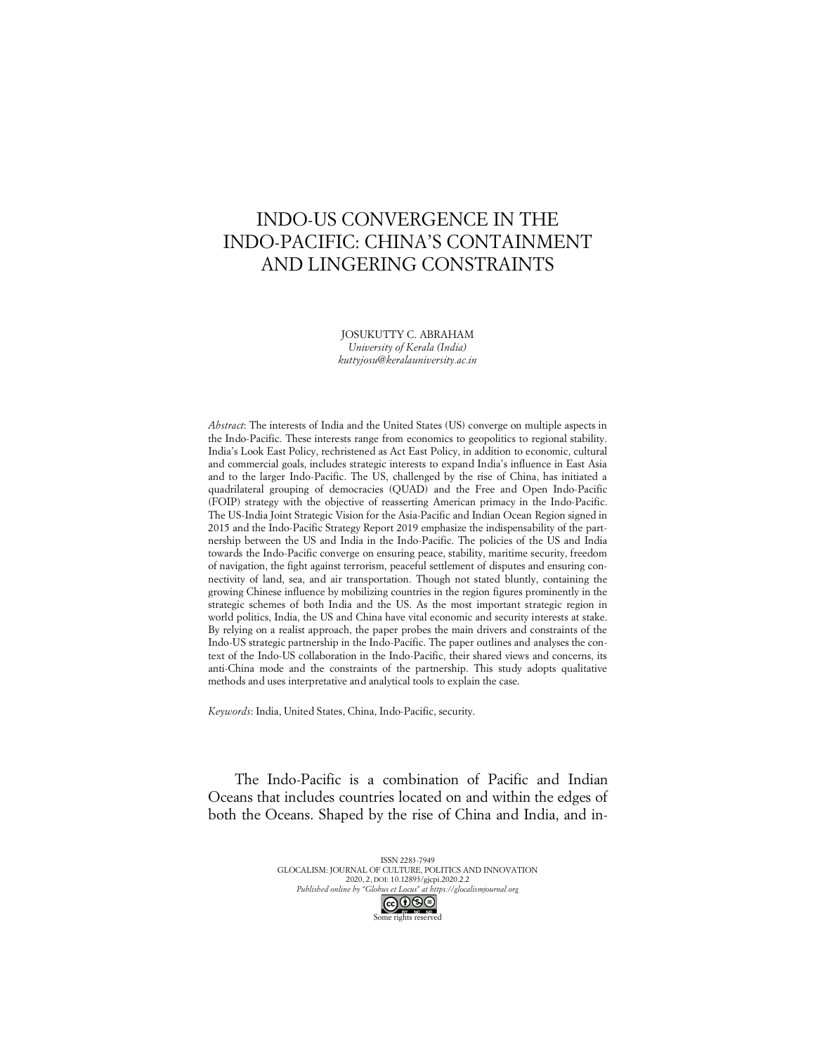# INDO-US CONVERGENCE IN THE INDO-PACIFIC: CHINA'S CONTAINMENT AND LINGERING CONSTRAINTS

JOSUKUTTY C. ABRAHAM
*University of Kerala (India)*
*kuttyjosu@keralauniversity.ac.in*

*Abstract*: The interests of India and the United States (US) converge on multiple aspects in the Indo-Pacific. These interests range from economics to geopolitics to regional stability. India's Look East Policy, rechristened as Act East Policy, in addition to economic, cultural and commercial goals, includes strategic interests to expand India's influence in East Asia and to the larger Indo-Pacific. The US, challenged by the rise of China, has initiated a quadrilateral grouping of democracies (QUAD) and the Free and Open Indo-Pacific (FOIP) strategy with the objective of reasserting American primacy in the Indo-Pacific. The US-India Joint Strategic Vision for the Asia-Pacific and Indian Ocean Region signed in 2015 and the Indo-Pacific Strategy Report 2019 emphasize the indispensability of the partnership between the US and India in the Indo-Pacific. The policies of the US and India towards the Indo-Pacific converge on ensuring peace, stability, maritime security, freedom of navigation, the fight against terrorism, peaceful settlement of disputes and ensuring connectivity of land, sea, and air transportation. Though not stated bluntly, containing the growing Chinese influence by mobilizing countries in the region figures prominently in the strategic schemes of both India and the US. As the most important strategic region in world politics, India, the US and China have vital economic and security interests at stake. By relying on a realist approach, the paper probes the main drivers and constraints of the Indo-US strategic partnership in the Indo-Pacific. The paper outlines and analyses the context of the Indo-US collaboration in the Indo-Pacific, their shared views and concerns, its anti-China mode and the constraints of the partnership. This study adopts qualitative methods and uses interpretative and analytical tools to explain the case.

*Keywords*: India, United States, China, Indo-Pacific, security.

The Indo-Pacific is a combination of Pacific and Indian Oceans that includes countries located on and within the edges of both the Oceans. Shaped by the rise of China and India, and in-

ISSN 2283-7949
GLOCALISM: JOURNAL OF CULTURE, POLITICS AND INNOVATION
2020, 2, DOI: 10.12893/gjcpi.2020.2.2
*Published online by "Globus et Locus" at https://glocalismjournal.org*
Some rights reserved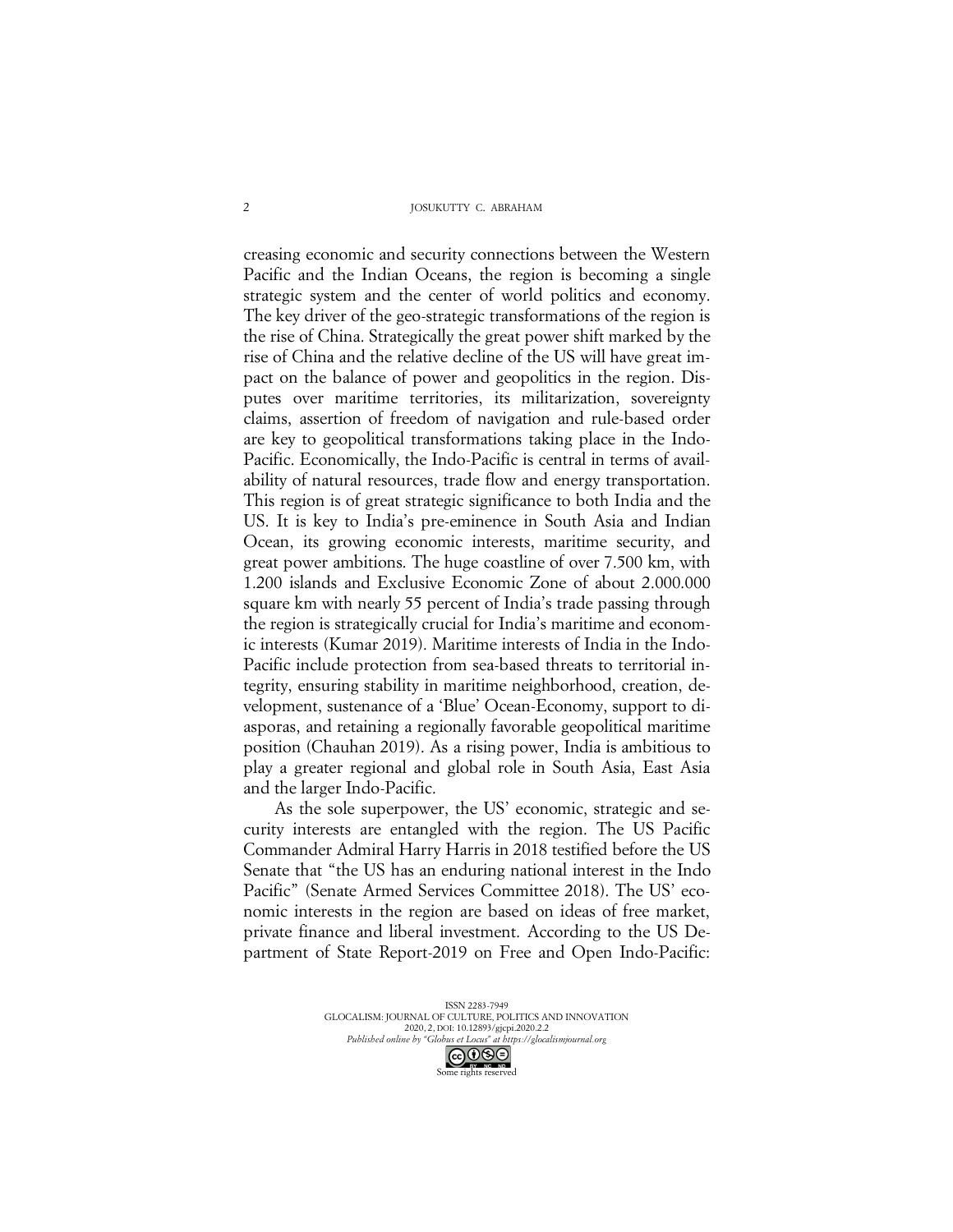creasing economic and security connections between the Western Pacific and the Indian Oceans, the region is becoming a single strategic system and the center of world politics and economy. The key driver of the geo-strategic transformations of the region is the rise of China. Strategically the great power shift marked by the rise of China and the relative decline of the US will have great impact on the balance of power and geopolitics in the region. Disputes over maritime territories, its militarization, sovereignty claims, assertion of freedom of navigation and rule-based order are key to geopolitical transformations taking place in the Indo-Pacific. Economically, the Indo-Pacific is central in terms of availability of natural resources, trade flow and energy transportation. This region is of great strategic significance to both India and the US. It is key to India's pre-eminence in South Asia and Indian Ocean, its growing economic interests, maritime security, and great power ambitions. The huge coastline of over 7.500 km, with 1.200 islands and Exclusive Economic Zone of about 2.000.000 square km with nearly 55 percent of India's trade passing through the region is strategically crucial for India's maritime and economic interests (Kumar 2019). Maritime interests of India in the Indo-Pacific include protection from sea-based threats to territorial integrity, ensuring stability in maritime neighborhood, creation, development, sustenance of a 'Blue' Ocean-Economy, support to diasporas, and retaining a regionally favorable geopolitical maritime position (Chauhan 2019). As a rising power, India is ambitious to play a greater regional and global role in South Asia, East Asia and the larger Indo-Pacific.

As the sole superpower, the US' economic, strategic and security interests are entangled with the region. The US Pacific Commander Admiral Harry Harris in 2018 testified before the US Senate that "the US has an enduring national interest in the Indo Pacific" (Senate Armed Services Committee 2018). The US' economic interests in the region are based on ideas of free market, private finance and liberal investment. According to the US Department of State Report-2019 on Free and Open Indo-Pacific: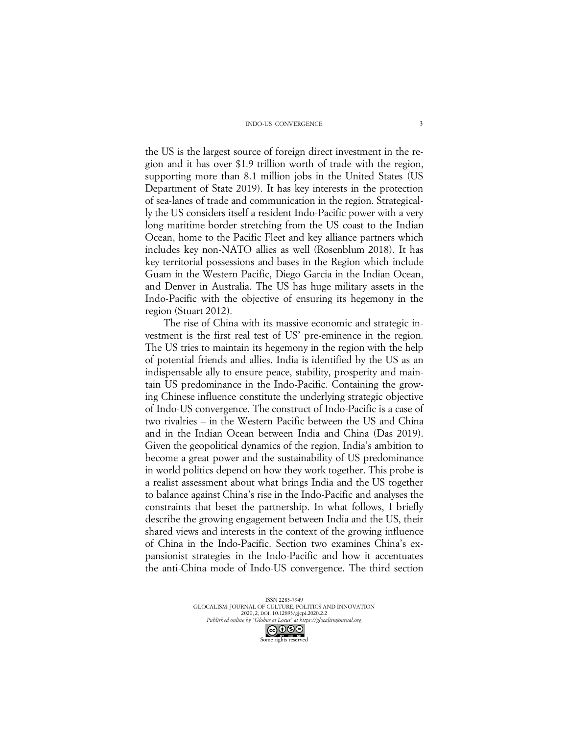the US is the largest source of foreign direct investment in the region and it has over $1.9 trillion worth of trade with the region, supporting more than 8.1 million jobs in the United States (US Department of State 2019). It has key interests in the protection of sea-lanes of trade and communication in the region. Strategically the US considers itself a resident Indo-Pacific power with a very long maritime border stretching from the US coast to the Indian Ocean, home to the Pacific Fleet and key alliance partners which includes key non-NATO allies as well (Rosenblum 2018). It has key territorial possessions and bases in the Region which include Guam in the Western Pacific, Diego Garcia in the Indian Ocean, and Denver in Australia. The US has huge military assets in the Indo-Pacific with the objective of ensuring its hegemony in the region (Stuart 2012).

The rise of China with its massive economic and strategic investment is the first real test of US' pre-eminence in the region. The US tries to maintain its hegemony in the region with the help of potential friends and allies. India is identified by the US as an indispensable ally to ensure peace, stability, prosperity and maintain US predominance in the Indo-Pacific. Containing the growing Chinese influence constitute the underlying strategic objective of Indo-US convergence. The construct of Indo-Pacific is a case of two rivalries – in the Western Pacific between the US and China and in the Indian Ocean between India and China (Das 2019). Given the geopolitical dynamics of the region, India's ambition to become a great power and the sustainability of US predominance in world politics depend on how they work together. This probe is a realist assessment about what brings India and the US together to balance against China's rise in the Indo-Pacific and analyses the constraints that beset the partnership. In what follows, I briefly describe the growing engagement between India and the US, their shared views and interests in the context of the growing influence of China in the Indo-Pacific. Section two examines China's expansionist strategies in the Indo-Pacific and how it accentuates the anti-China mode of Indo-US convergence. The third section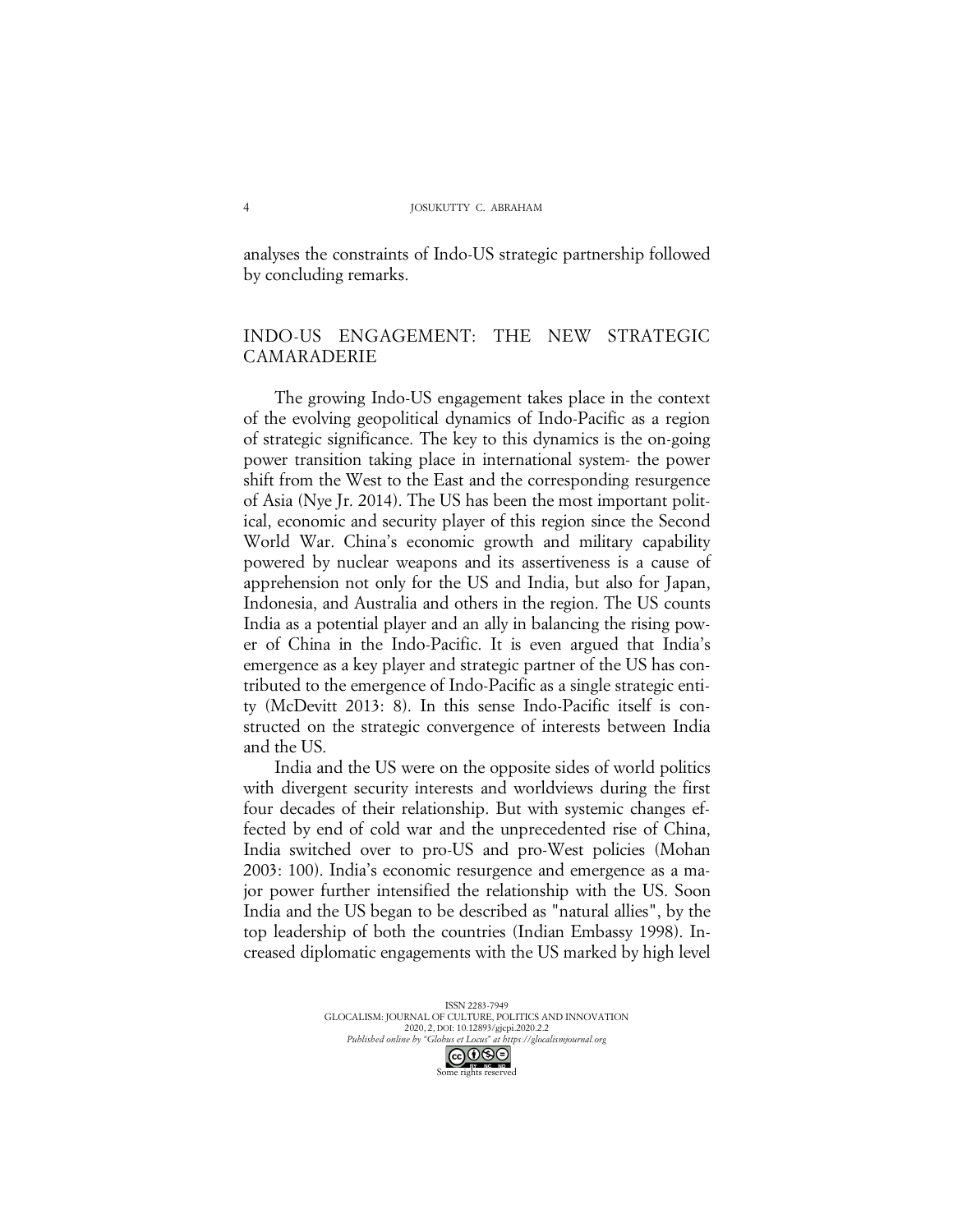analyses the constraints of Indo-US strategic partnership followed by concluding remarks.

## INDO-US ENGAGEMENT: THE NEW STRATEGIC CAMARADERIE

The growing Indo-US engagement takes place in the context of the evolving geopolitical dynamics of Indo-Pacific as a region of strategic significance. The key to this dynamics is the on-going power transition taking place in international system- the power shift from the West to the East and the corresponding resurgence of Asia (Nye Jr. 2014). The US has been the most important political, economic and security player of this region since the Second World War. China's economic growth and military capability powered by nuclear weapons and its assertiveness is a cause of apprehension not only for the US and India, but also for Japan, Indonesia, and Australia and others in the region. The US counts India as a potential player and an ally in balancing the rising power of China in the Indo-Pacific. It is even argued that India's emergence as a key player and strategic partner of the US has contributed to the emergence of Indo-Pacific as a single strategic entity (McDevitt 2013: 8). In this sense Indo-Pacific itself is constructed on the strategic convergence of interests between India and the US.

India and the US were on the opposite sides of world politics with divergent security interests and worldviews during the first four decades of their relationship. But with systemic changes effected by end of cold war and the unprecedented rise of China, India switched over to pro-US and pro-West policies (Mohan 2003: 100). India's economic resurgence and emergence as a major power further intensified the relationship with the US. Soon India and the US began to be described as "natural allies", by the top leadership of both the countries (Indian Embassy 1998). Increased diplomatic engagements with the US marked by high level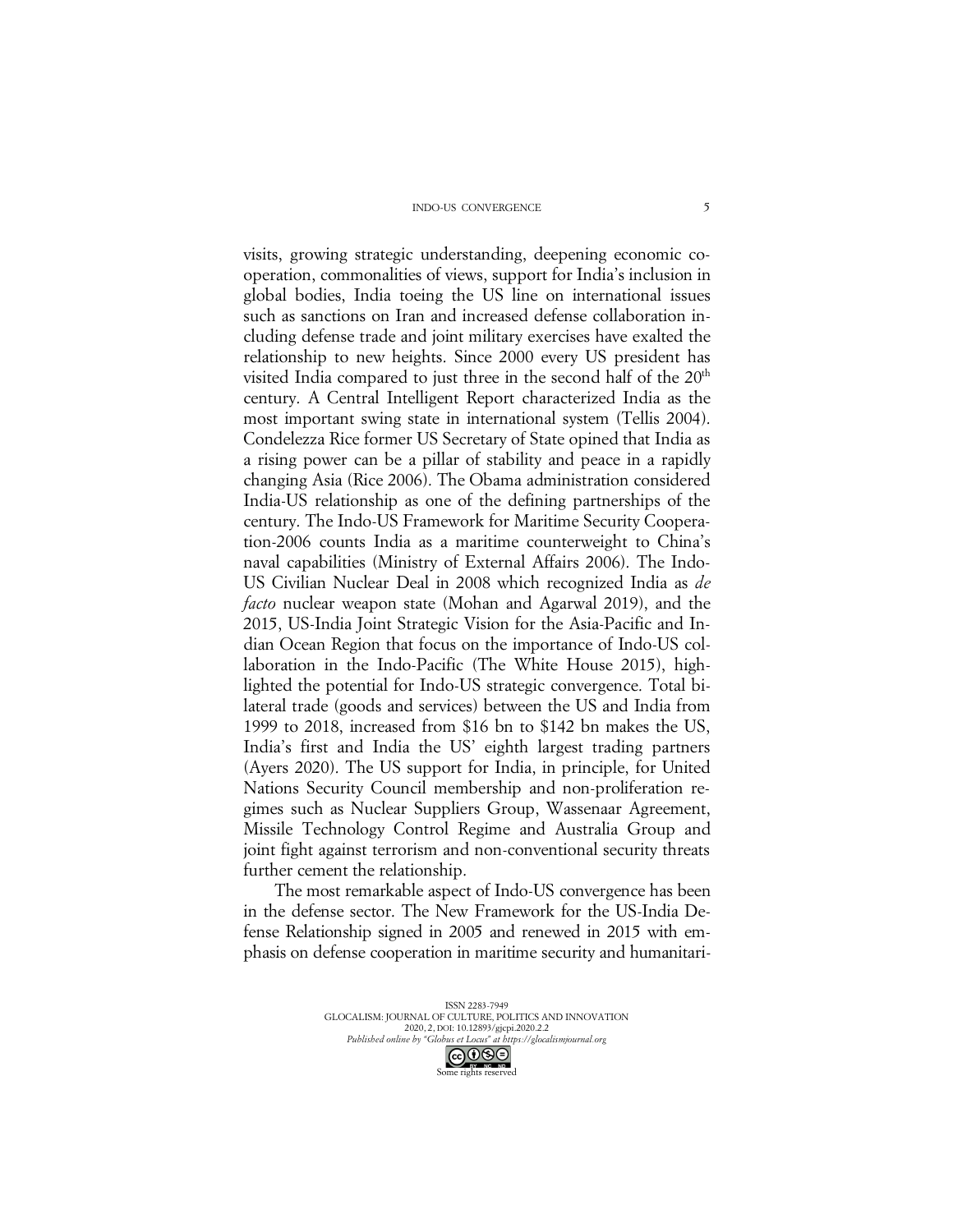visits, growing strategic understanding, deepening economic co-operation, commonalities of views, support for India's inclusion in global bodies, India toeing the US line on international issues such as sanctions on Iran and increased defense collaboration including defense trade and joint military exercises have exalted the relationship to new heights. Since 2000 every US president has visited India compared to just three in the second half of the 20th century. A Central Intelligent Report characterized India as the most important swing state in international system (Tellis 2004). Condelezza Rice former US Secretary of State opined that India as a rising power can be a pillar of stability and peace in a rapidly changing Asia (Rice 2006). The Obama administration considered India-US relationship as one of the defining partnerships of the century. The Indo-US Framework for Maritime Security Cooperation-2006 counts India as a maritime counterweight to China's naval capabilities (Ministry of External Affairs 2006). The Indo-US Civilian Nuclear Deal in 2008 which recognized India as *de facto* nuclear weapon state (Mohan and Agarwal 2019), and the 2015, US-India Joint Strategic Vision for the Asia-Pacific and Indian Ocean Region that focus on the importance of Indo-US collaboration in the Indo-Pacific (The White House 2015), highlighted the potential for Indo-US strategic convergence. Total bilateral trade (goods and services) between the US and India from 1999 to 2018, increased from $16 bn to $142 bn makes the US, India's first and India the US' eighth largest trading partners (Ayers 2020). The US support for India, in principle, for United Nations Security Council membership and non-proliferation regimes such as Nuclear Suppliers Group, Wassenaar Agreement, Missile Technology Control Regime and Australia Group and joint fight against terrorism and non-conventional security threats further cement the relationship.

The most remarkable aspect of Indo-US convergence has been in the defense sector. The New Framework for the US-India Defense Relationship signed in 2005 and renewed in 2015 with emphasis on defense cooperation in maritime security and humanitari-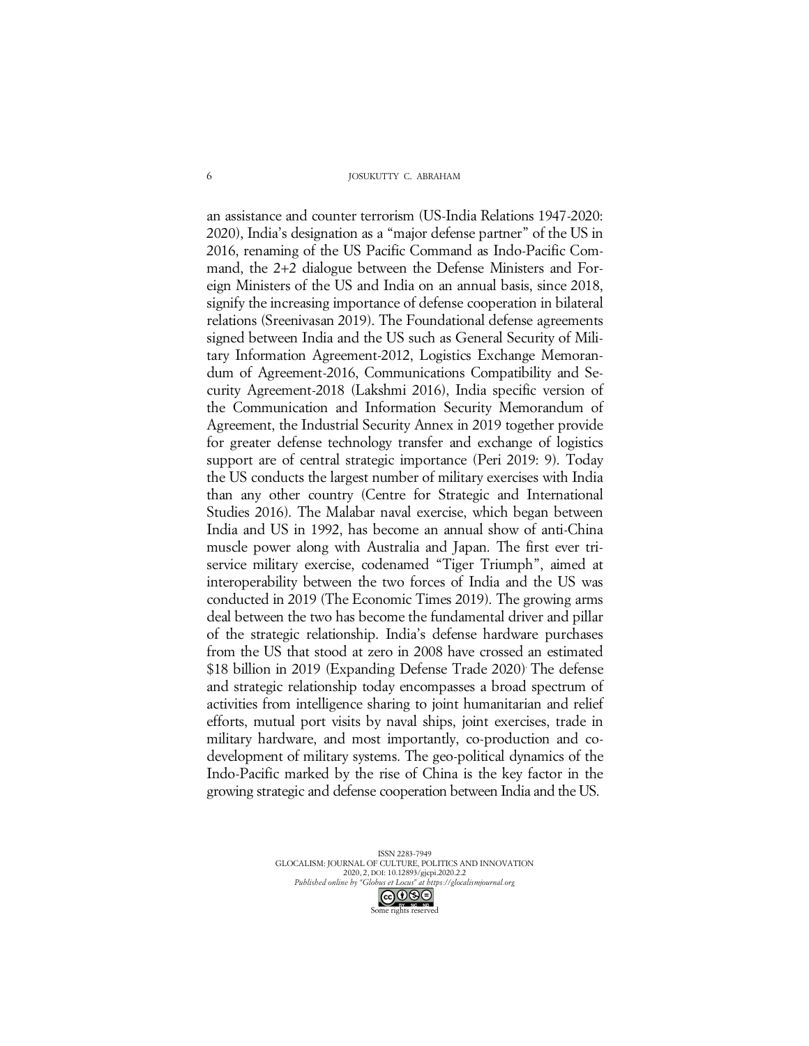an assistance and counter terrorism (US-India Relations 1947-2020: 2020), India's designation as a "major defense partner" of the US in 2016, renaming of the US Pacific Command as Indo-Pacific Command, the 2+2 dialogue between the Defense Ministers and Foreign Ministers of the US and India on an annual basis, since 2018, signify the increasing importance of defense cooperation in bilateral relations (Sreenivasan 2019). The Foundational defense agreements signed between India and the US such as General Security of Military Information Agreement-2012, Logistics Exchange Memorandum of Agreement-2016, Communications Compatibility and Security Agreement-2018 (Lakshmi 2016), India specific version of the Communication and Information Security Memorandum of Agreement, the Industrial Security Annex in 2019 together provide for greater defense technology transfer and exchange of logistics support are of central strategic importance (Peri 2019: 9). Today the US conducts the largest number of military exercises with India than any other country (Centre for Strategic and International Studies 2016). The Malabar naval exercise, which began between India and US in 1992, has become an annual show of anti-China muscle power along with Australia and Japan. The first ever tri-service military exercise, codenamed "Tiger Triumph", aimed at interoperability between the two forces of India and the US was conducted in 2019 (The Economic Times 2019). The growing arms deal between the two has become the fundamental driver and pillar of the strategic relationship. India's defense hardware purchases from the US that stood at zero in 2008 have crossed an estimated $18 billion in 2019 (Expanding Defense Trade 2020). The defense and strategic relationship today encompasses a broad spectrum of activities from intelligence sharing to joint humanitarian and relief efforts, mutual port visits by naval ships, joint exercises, trade in military hardware, and most importantly, co-production and co-development of military systems. The geo-political dynamics of the Indo-Pacific marked by the rise of China is the key factor in the growing strategic and defense cooperation between India and the US.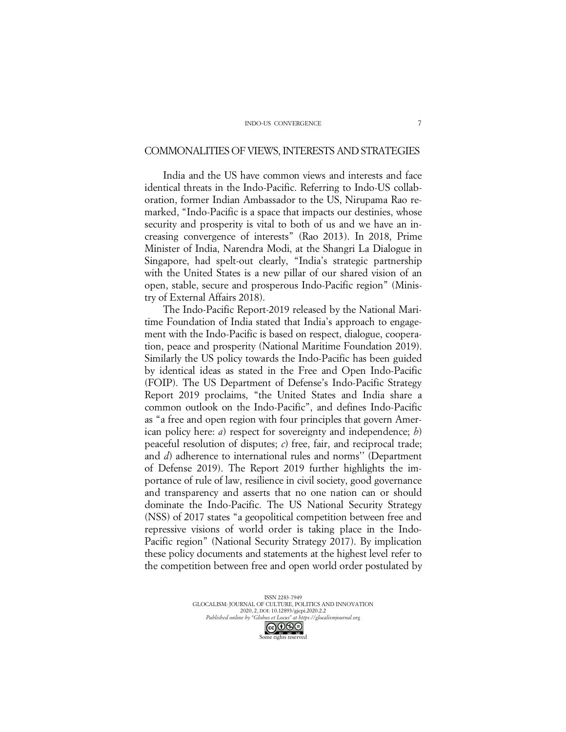## COMMONALITIES OF VIEWS, INTERESTS AND STRATEGIES

India and the US have common views and interests and face identical threats in the Indo-Pacific. Referring to Indo-US collaboration, former Indian Ambassador to the US, Nirupama Rao remarked, "Indo-Pacific is a space that impacts our destinies, whose security and prosperity is vital to both of us and we have an increasing convergence of interests" (Rao 2013). In 2018, Prime Minister of India, Narendra Modi, at the Shangri La Dialogue in Singapore, had spelt-out clearly, "India's strategic partnership with the United States is a new pillar of our shared vision of an open, stable, secure and prosperous Indo-Pacific region" (Ministry of External Affairs 2018).

The Indo-Pacific Report-2019 released by the National Maritime Foundation of India stated that India's approach to engagement with the Indo-Pacific is based on respect, dialogue, cooperation, peace and prosperity (National Maritime Foundation 2019). Similarly the US policy towards the Indo-Pacific has been guided by identical ideas as stated in the Free and Open Indo-Pacific (FOIP). The US Department of Defense's Indo-Pacific Strategy Report 2019 proclaims, "the United States and India share a common outlook on the Indo-Pacific", and defines Indo-Pacific as "a free and open region with four principles that govern American policy here: *a*) respect for sovereignty and independence; *b*) peaceful resolution of disputes; *c*) free, fair, and reciprocal trade; and *d*) adherence to international rules and norms'' (Department of Defense 2019). The Report 2019 further highlights the importance of rule of law, resilience in civil society, good governance and transparency and asserts that no one nation can or should dominate the Indo-Pacific. The US National Security Strategy (NSS) of 2017 states "a geopolitical competition between free and repressive visions of world order is taking place in the Indo-Pacific region" (National Security Strategy 2017). By implication these policy documents and statements at the highest level refer to the competition between free and open world order postulated by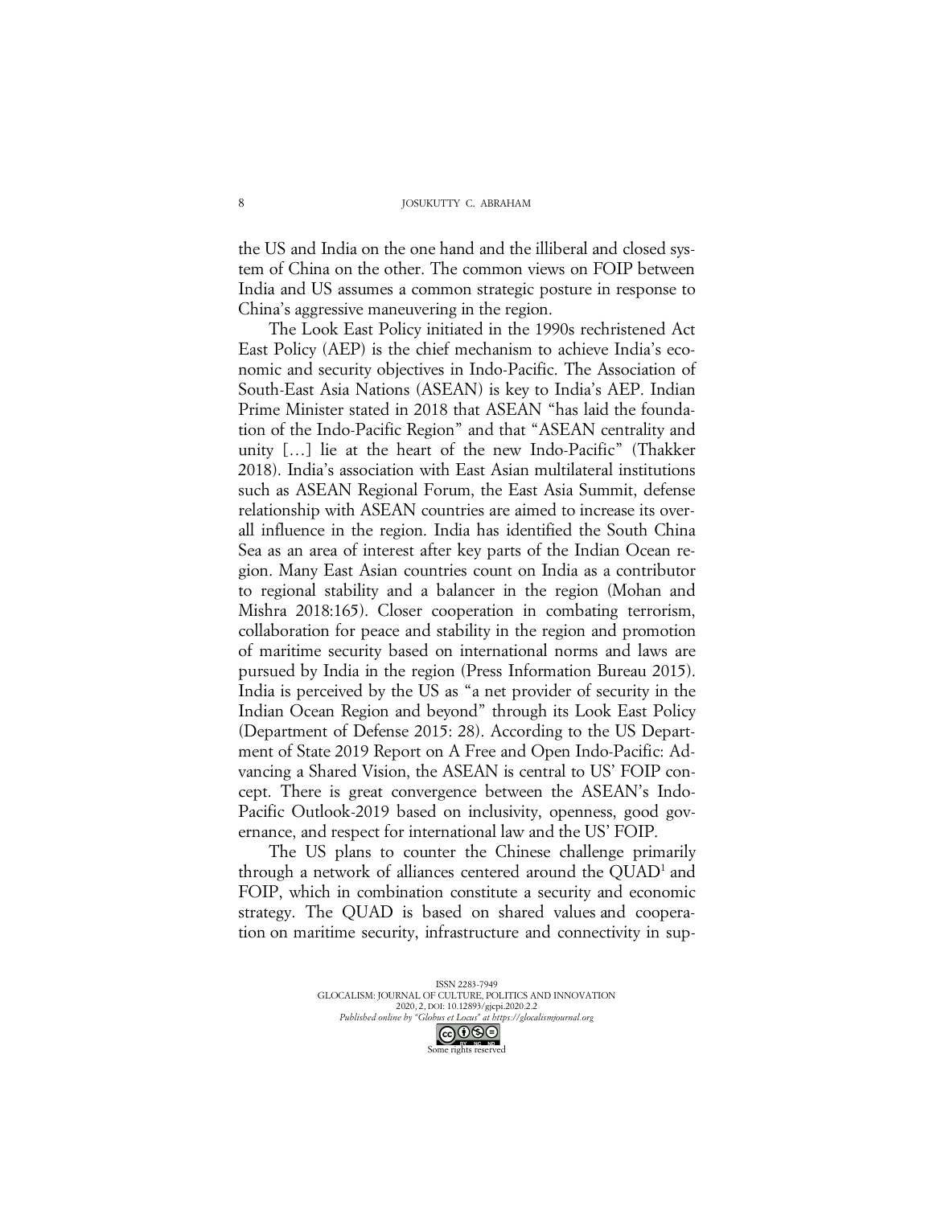the US and India on the one hand and the illiberal and closed system of China on the other. The common views on FOIP between India and US assumes a common strategic posture in response to China's aggressive maneuvering in the region.

The Look East Policy initiated in the 1990s rechristened Act East Policy (AEP) is the chief mechanism to achieve India's economic and security objectives in Indo-Pacific. The Association of South-East Asia Nations (ASEAN) is key to India's AEP. Indian Prime Minister stated in 2018 that ASEAN "has laid the foundation of the Indo-Pacific Region" and that "ASEAN centrality and unity […] lie at the heart of the new Indo-Pacific" (Thakker 2018). India's association with East Asian multilateral institutions such as ASEAN Regional Forum, the East Asia Summit, defense relationship with ASEAN countries are aimed to increase its overall influence in the region. India has identified the South China Sea as an area of interest after key parts of the Indian Ocean region. Many East Asian countries count on India as a contributor to regional stability and a balancer in the region (Mohan and Mishra 2018:165). Closer cooperation in combating terrorism, collaboration for peace and stability in the region and promotion of maritime security based on international norms and laws are pursued by India in the region (Press Information Bureau 2015). India is perceived by the US as "a net provider of security in the Indian Ocean Region and beyond" through its Look East Policy (Department of Defense 2015: 28). According to the US Department of State 2019 Report on A Free and Open Indo-Pacific: Advancing a Shared Vision, the ASEAN is central to US' FOIP concept. There is great convergence between the ASEAN's Indo-Pacific Outlook-2019 based on inclusivity, openness, good governance, and respect for international law and the US' FOIP.

The US plans to counter the Chinese challenge primarily through a network of alliances centered around the QUAD[1] and FOIP, which in combination constitute a security and economic strategy. The QUAD is based on shared values and cooperation on maritime security, infrastructure and connectivity in sup-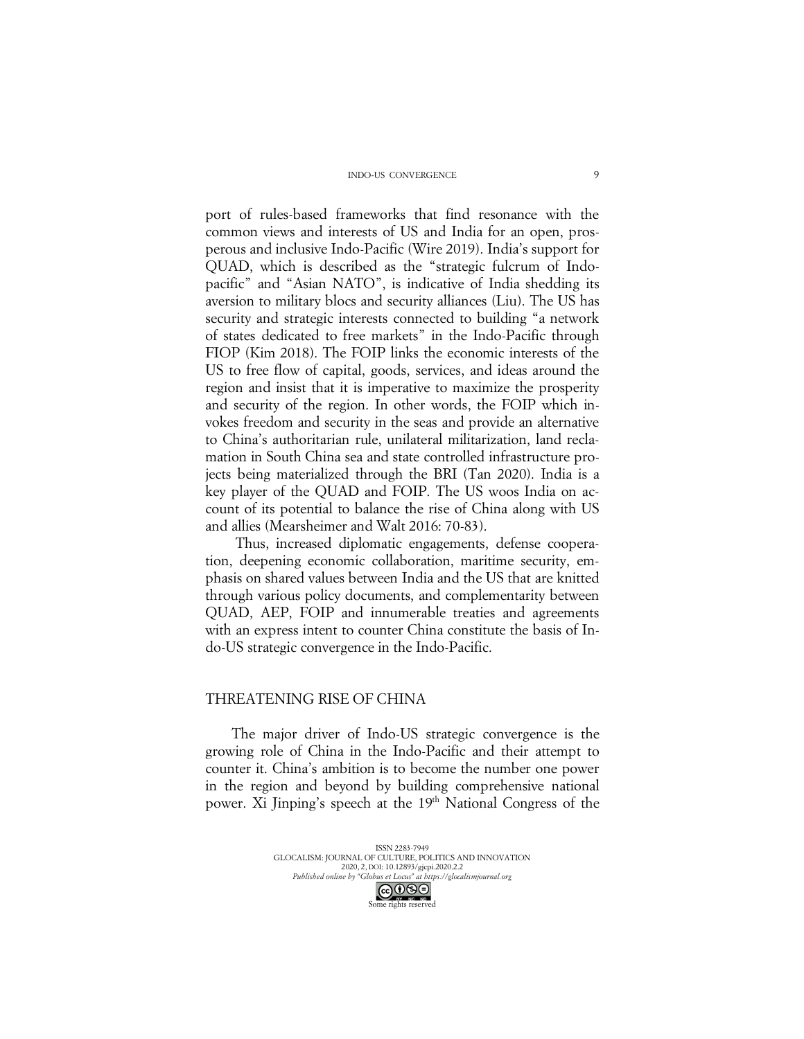port of rules-based frameworks that find resonance with the common views and interests of US and India for an open, prosperous and inclusive Indo-Pacific (Wire 2019). India's support for QUAD, which is described as the "strategic fulcrum of Indo-pacific" and "Asian NATO", is indicative of India shedding its aversion to military blocs and security alliances (Liu). The US has security and strategic interests connected to building "a network of states dedicated to free markets" in the Indo-Pacific through FIOP (Kim 2018). The FOIP links the economic interests of the US to free flow of capital, goods, services, and ideas around the region and insist that it is imperative to maximize the prosperity and security of the region. In other words, the FOIP which invokes freedom and security in the seas and provide an alternative to China's authoritarian rule, unilateral militarization, land reclamation in South China sea and state controlled infrastructure projects being materialized through the BRI (Tan 2020). India is a key player of the QUAD and FOIP. The US woos India on account of its potential to balance the rise of China along with US and allies (Mearsheimer and Walt 2016: 70-83).

Thus, increased diplomatic engagements, defense cooperation, deepening economic collaboration, maritime security, emphasis on shared values between India and the US that are knitted through various policy documents, and complementarity between QUAD, AEP, FOIP and innumerable treaties and agreements with an express intent to counter China constitute the basis of Indo-US strategic convergence in the Indo-Pacific.

## THREATENING RISE OF CHINA

The major driver of Indo-US strategic convergence is the growing role of China in the Indo-Pacific and their attempt to counter it. China's ambition is to become the number one power in the region and beyond by building comprehensive national power. Xi Jinping's speech at the 19th National Congress of the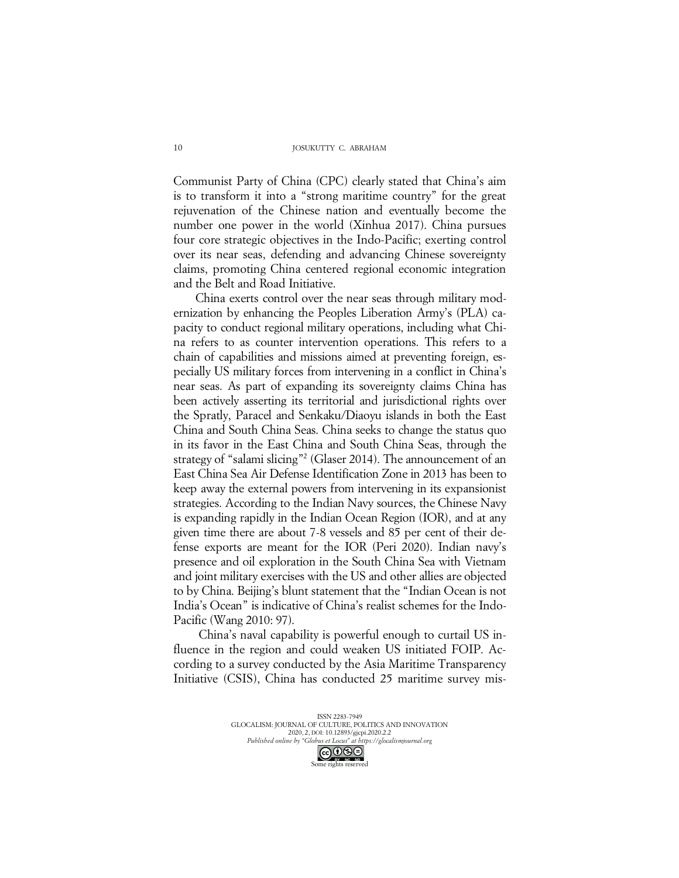Communist Party of China (CPC) clearly stated that China's aim is to transform it into a "strong maritime country" for the great rejuvenation of the Chinese nation and eventually become the number one power in the world (Xinhua 2017). China pursues four core strategic objectives in the Indo-Pacific; exerting control over its near seas, defending and advancing Chinese sovereignty claims, promoting China centered regional economic integration and the Belt and Road Initiative.

China exerts control over the near seas through military modernization by enhancing the Peoples Liberation Army's (PLA) capacity to conduct regional military operations, including what China refers to as counter intervention operations. This refers to a chain of capabilities and missions aimed at preventing foreign, especially US military forces from intervening in a conflict in China's near seas. As part of expanding its sovereignty claims China has been actively asserting its territorial and jurisdictional rights over the Spratly, Paracel and Senkaku/Diaoyu islands in both the East China and South China Seas. China seeks to change the status quo in its favor in the East China and South China Seas, through the strategy of "salami slicing"[2] (Glaser 2014). The announcement of an East China Sea Air Defense Identification Zone in 2013 has been to keep away the external powers from intervening in its expansionist strategies. According to the Indian Navy sources, the Chinese Navy is expanding rapidly in the Indian Ocean Region (IOR), and at any given time there are about 7-8 vessels and 85 per cent of their defense exports are meant for the IOR (Peri 2020). Indian navy's presence and oil exploration in the South China Sea with Vietnam and joint military exercises with the US and other allies are objected to by China. Beijing's blunt statement that the "Indian Ocean is not India's Ocean" is indicative of China's realist schemes for the Indo-Pacific (Wang 2010: 97).

China's naval capability is powerful enough to curtail US influence in the region and could weaken US initiated FOIP. According to a survey conducted by the Asia Maritime Transparency Initiative (CSIS), China has conducted 25 maritime survey mis-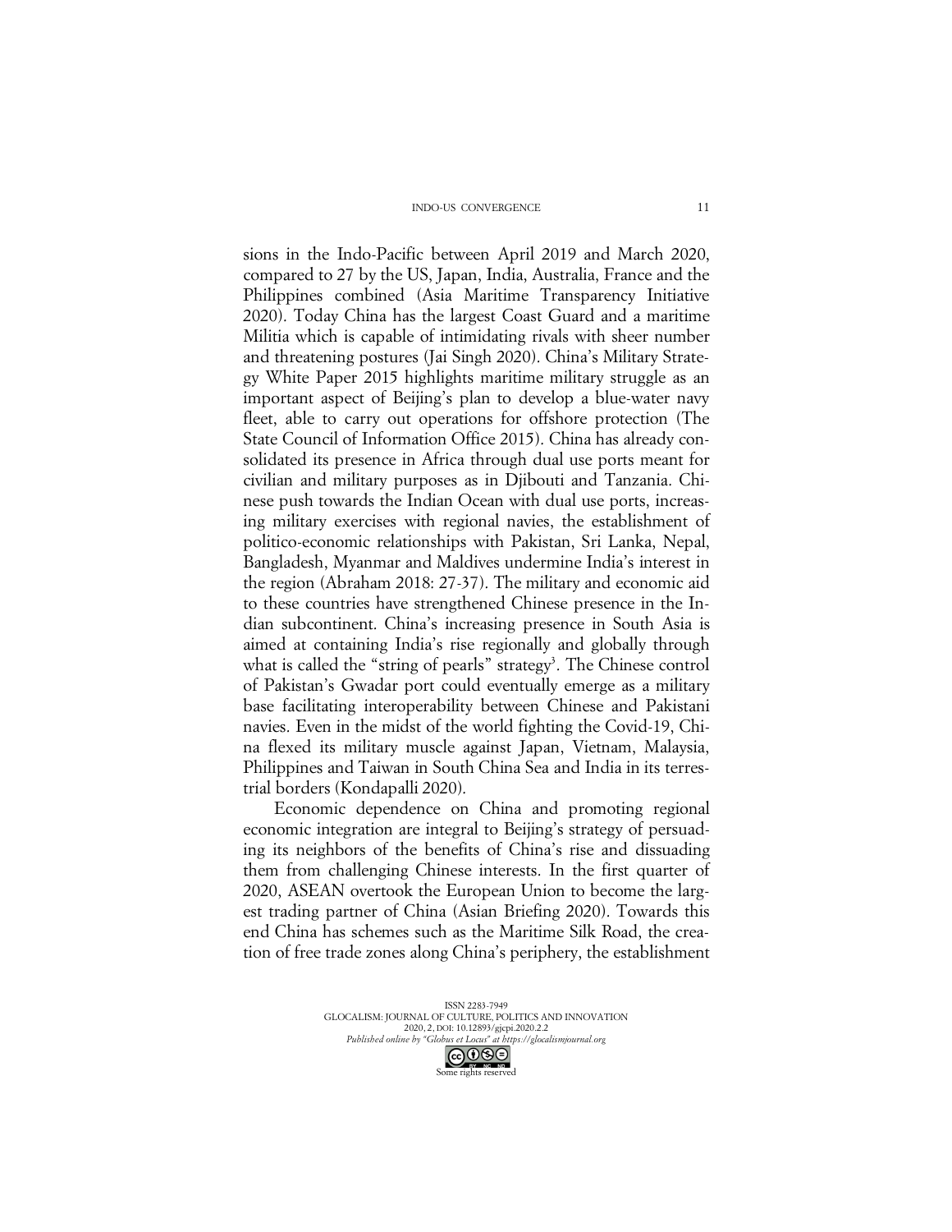sions in the Indo-Pacific between April 2019 and March 2020, compared to 27 by the US, Japan, India, Australia, France and the Philippines combined (Asia Maritime Transparency Initiative 2020). Today China has the largest Coast Guard and a maritime Militia which is capable of intimidating rivals with sheer number and threatening postures (Jai Singh 2020). China's Military Strategy White Paper 2015 highlights maritime military struggle as an important aspect of Beijing's plan to develop a blue-water navy fleet, able to carry out operations for offshore protection (The State Council of Information Office 2015). China has already consolidated its presence in Africa through dual use ports meant for civilian and military purposes as in Djibouti and Tanzania. Chinese push towards the Indian Ocean with dual use ports, increasing military exercises with regional navies, the establishment of politico-economic relationships with Pakistan, Sri Lanka, Nepal, Bangladesh, Myanmar and Maldives undermine India's interest in the region (Abraham 2018: 27-37). The military and economic aid to these countries have strengthened Chinese presence in the Indian subcontinent. China's increasing presence in South Asia is aimed at containing India's rise regionally and globally through what is called the "string of pearls" strategy[3]. The Chinese control of Pakistan's Gwadar port could eventually emerge as a military base facilitating interoperability between Chinese and Pakistani navies. Even in the midst of the world fighting the Covid-19, China flexed its military muscle against Japan, Vietnam, Malaysia, Philippines and Taiwan in South China Sea and India in its terrestrial borders (Kondapalli 2020).

Economic dependence on China and promoting regional economic integration are integral to Beijing's strategy of persuading its neighbors of the benefits of China's rise and dissuading them from challenging Chinese interests. In the first quarter of 2020, ASEAN overtook the European Union to become the largest trading partner of China (Asian Briefing 2020). Towards this end China has schemes such as the Maritime Silk Road, the creation of free trade zones along China's periphery, the establishment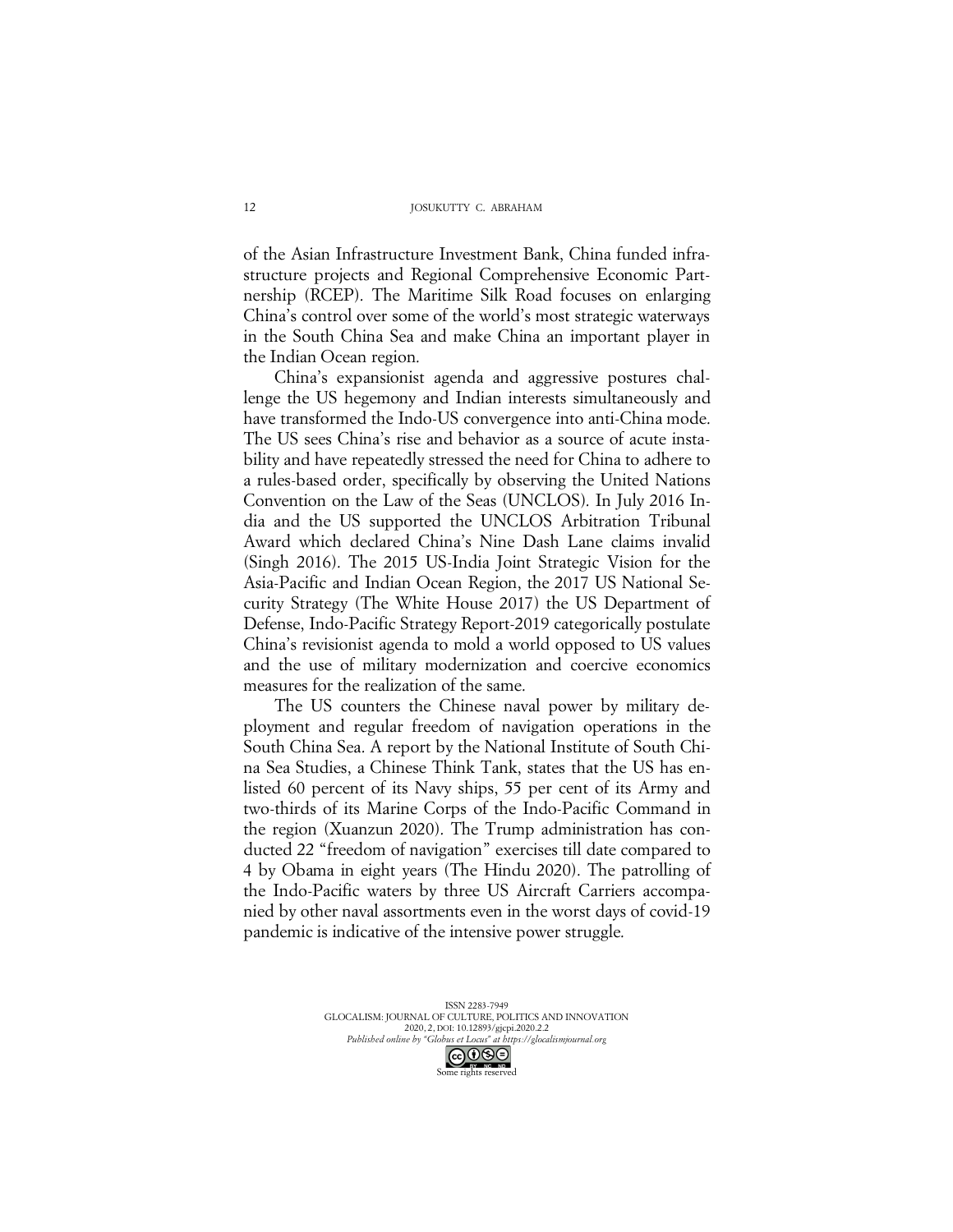of the Asian Infrastructure Investment Bank, China funded infrastructure projects and Regional Comprehensive Economic Partnership (RCEP). The Maritime Silk Road focuses on enlarging China's control over some of the world's most strategic waterways in the South China Sea and make China an important player in the Indian Ocean region.

China's expansionist agenda and aggressive postures challenge the US hegemony and Indian interests simultaneously and have transformed the Indo-US convergence into anti-China mode. The US sees China's rise and behavior as a source of acute instability and have repeatedly stressed the need for China to adhere to a rules-based order, specifically by observing the United Nations Convention on the Law of the Seas (UNCLOS). In July 2016 India and the US supported the UNCLOS Arbitration Tribunal Award which declared China's Nine Dash Lane claims invalid (Singh 2016). The 2015 US-India Joint Strategic Vision for the Asia-Pacific and Indian Ocean Region, the 2017 US National Security Strategy (The White House 2017) the US Department of Defense, Indo-Pacific Strategy Report-2019 categorically postulate China's revisionist agenda to mold a world opposed to US values and the use of military modernization and coercive economics measures for the realization of the same.

The US counters the Chinese naval power by military deployment and regular freedom of navigation operations in the South China Sea. A report by the National Institute of South China Sea Studies, a Chinese Think Tank, states that the US has enlisted 60 percent of its Navy ships, 55 per cent of its Army and two-thirds of its Marine Corps of the Indo-Pacific Command in the region (Xuanzun 2020). The Trump administration has conducted 22 "freedom of navigation" exercises till date compared to 4 by Obama in eight years (The Hindu 2020). The patrolling of the Indo-Pacific waters by three US Aircraft Carriers accompanied by other naval assortments even in the worst days of covid-19 pandemic is indicative of the intensive power struggle.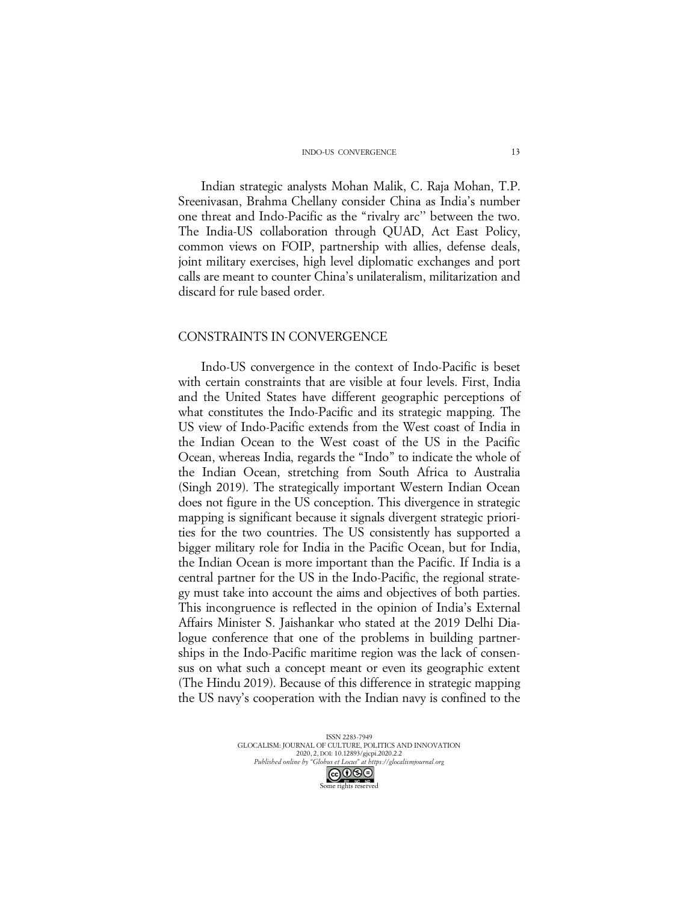Indian strategic analysts Mohan Malik, C. Raja Mohan, T.P. Sreenivasan, Brahma Chellany consider China as India's number one threat and Indo-Pacific as the "rivalry arc'' between the two. The India-US collaboration through QUAD, Act East Policy, common views on FOIP, partnership with allies, defense deals, joint military exercises, high level diplomatic exchanges and port calls are meant to counter China's unilateralism, militarization and discard for rule based order.

## CONSTRAINTS IN CONVERGENCE

Indo-US convergence in the context of Indo-Pacific is beset with certain constraints that are visible at four levels. First, India and the United States have different geographic perceptions of what constitutes the Indo-Pacific and its strategic mapping. The US view of Indo-Pacific extends from the West coast of India in the Indian Ocean to the West coast of the US in the Pacific Ocean, whereas India, regards the "Indo" to indicate the whole of the Indian Ocean, stretching from South Africa to Australia (Singh 2019). The strategically important Western Indian Ocean does not figure in the US conception. This divergence in strategic mapping is significant because it signals divergent strategic priorities for the two countries. The US consistently has supported a bigger military role for India in the Pacific Ocean, but for India, the Indian Ocean is more important than the Pacific. If India is a central partner for the US in the Indo-Pacific, the regional strategy must take into account the aims and objectives of both parties. This incongruence is reflected in the opinion of India's External Affairs Minister S. Jaishankar who stated at the 2019 Delhi Dialogue conference that one of the problems in building partnerships in the Indo-Pacific maritime region was the lack of consensus on what such a concept meant or even its geographic extent (The Hindu 2019). Because of this difference in strategic mapping the US navy's cooperation with the Indian navy is confined to the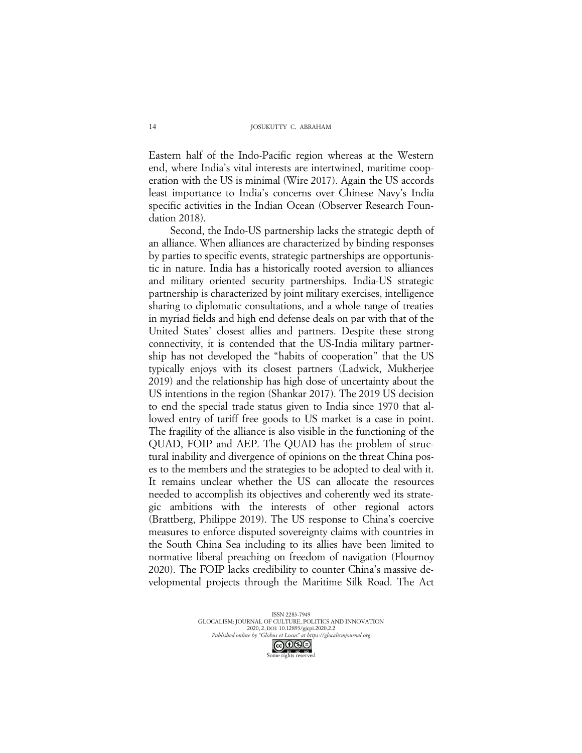Eastern half of the Indo-Pacific region whereas at the Western end, where India's vital interests are intertwined, maritime cooperation with the US is minimal (Wire 2017). Again the US accords least importance to India's concerns over Chinese Navy's India specific activities in the Indian Ocean (Observer Research Foundation 2018).

Second, the Indo-US partnership lacks the strategic depth of an alliance. When alliances are characterized by binding responses by parties to specific events, strategic partnerships are opportunistic in nature. India has a historically rooted aversion to alliances and military oriented security partnerships. India-US strategic partnership is characterized by joint military exercises, intelligence sharing to diplomatic consultations, and a whole range of treaties in myriad fields and high end defense deals on par with that of the United States' closest allies and partners. Despite these strong connectivity, it is contended that the US-India military partnership has not developed the "habits of cooperation" that the US typically enjoys with its closest partners (Ladwick, Mukherjee 2019) and the relationship has high dose of uncertainty about the US intentions in the region (Shankar 2017). The 2019 US decision to end the special trade status given to India since 1970 that allowed entry of tariff free goods to US market is a case in point. The fragility of the alliance is also visible in the functioning of the QUAD, FOIP and AEP. The QUAD has the problem of structural inability and divergence of opinions on the threat China poses to the members and the strategies to be adopted to deal with it. It remains unclear whether the US can allocate the resources needed to accomplish its objectives and coherently wed its strategic ambitions with the interests of other regional actors (Brattberg, Philippe 2019). The US response to China's coercive measures to enforce disputed sovereignty claims with countries in the South China Sea including to its allies have been limited to normative liberal preaching on freedom of navigation (Flournoy 2020). The FOIP lacks credibility to counter China's massive developmental projects through the Maritime Silk Road. The Act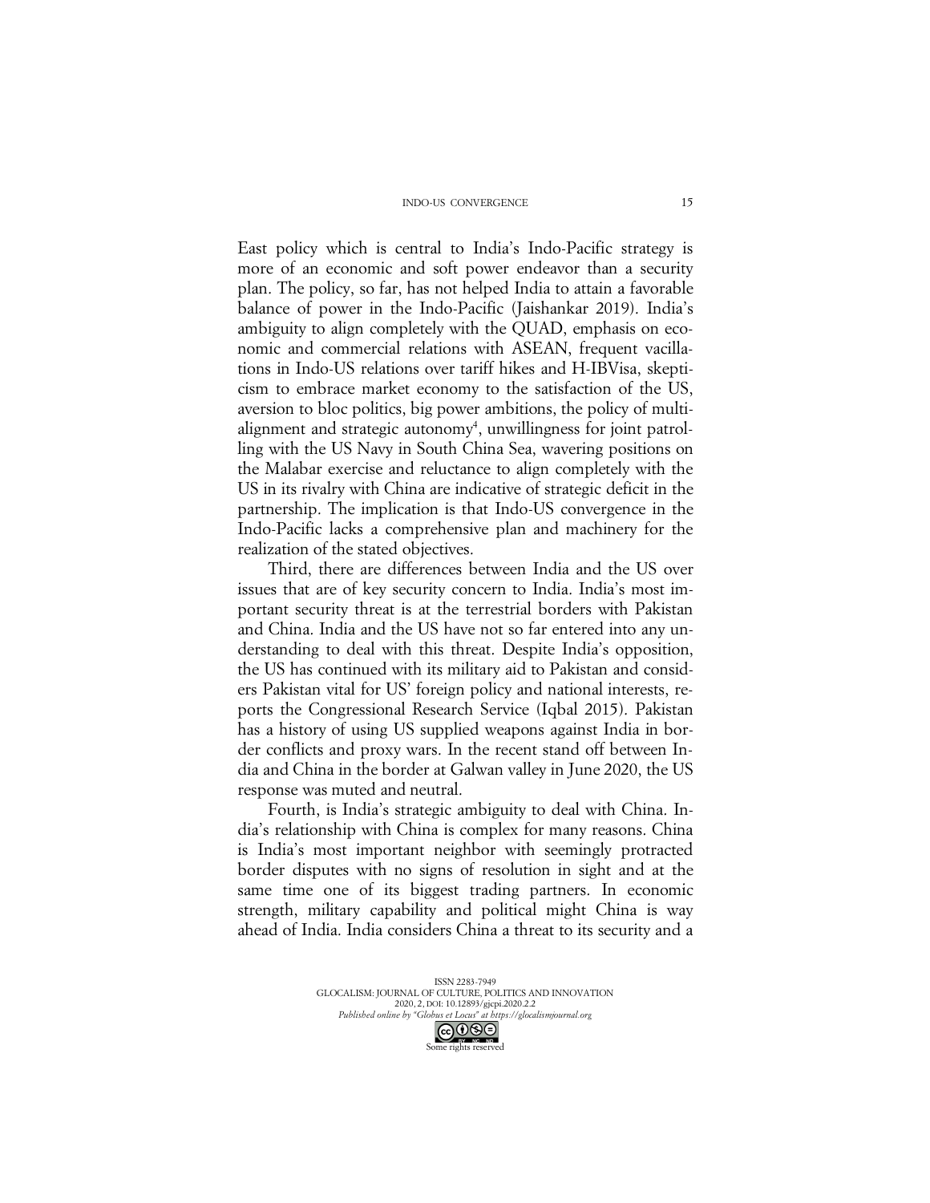East policy which is central to India's Indo-Pacific strategy is more of an economic and soft power endeavor than a security plan. The policy, so far, has not helped India to attain a favorable balance of power in the Indo-Pacific (Jaishankar 2019). India's ambiguity to align completely with the QUAD, emphasis on economic and commercial relations with ASEAN, frequent vacillations in Indo-US relations over tariff hikes and H-IBVisa, skepticism to embrace market economy to the satisfaction of the US, aversion to bloc politics, big power ambitions, the policy of multi-alignment and strategic autonomy[4], unwillingness for joint patrolling with the US Navy in South China Sea, wavering positions on the Malabar exercise and reluctance to align completely with the US in its rivalry with China are indicative of strategic deficit in the partnership. The implication is that Indo-US convergence in the Indo-Pacific lacks a comprehensive plan and machinery for the realization of the stated objectives.

Third, there are differences between India and the US over issues that are of key security concern to India. India's most important security threat is at the terrestrial borders with Pakistan and China. India and the US have not so far entered into any understanding to deal with this threat. Despite India's opposition, the US has continued with its military aid to Pakistan and considers Pakistan vital for US' foreign policy and national interests, reports the Congressional Research Service (Iqbal 2015). Pakistan has a history of using US supplied weapons against India in border conflicts and proxy wars. In the recent stand off between India and China in the border at Galwan valley in June 2020, the US response was muted and neutral.

Fourth, is India's strategic ambiguity to deal with China. India's relationship with China is complex for many reasons. China is India's most important neighbor with seemingly protracted border disputes with no signs of resolution in sight and at the same time one of its biggest trading partners. In economic strength, military capability and political might China is way ahead of India. India considers China a threat to its security and a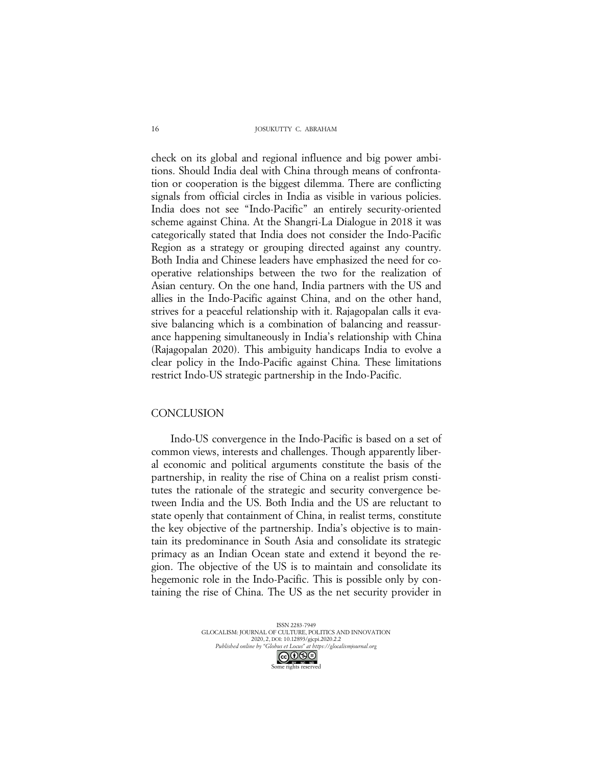check on its global and regional influence and big power ambitions. Should India deal with China through means of confrontation or cooperation is the biggest dilemma. There are conflicting signals from official circles in India as visible in various policies. India does not see "Indo-Pacific" an entirely security-oriented scheme against China. At the Shangri-La Dialogue in 2018 it was categorically stated that India does not consider the Indo-Pacific Region as a strategy or grouping directed against any country. Both India and Chinese leaders have emphasized the need for co-operative relationships between the two for the realization of Asian century. On the one hand, India partners with the US and allies in the Indo-Pacific against China, and on the other hand, strives for a peaceful relationship with it. Rajagopalan calls it evasive balancing which is a combination of balancing and reassurance happening simultaneously in India's relationship with China (Rajagopalan 2020). This ambiguity handicaps India to evolve a clear policy in the Indo-Pacific against China. These limitations restrict Indo-US strategic partnership in the Indo-Pacific.

## CONCLUSION

Indo-US convergence in the Indo-Pacific is based on a set of common views, interests and challenges. Though apparently liberal economic and political arguments constitute the basis of the partnership, in reality the rise of China on a realist prism constitutes the rationale of the strategic and security convergence between India and the US. Both India and the US are reluctant to state openly that containment of China, in realist terms, constitute the key objective of the partnership. India's objective is to maintain its predominance in South Asia and consolidate its strategic primacy as an Indian Ocean state and extend it beyond the region. The objective of the US is to maintain and consolidate its hegemonic role in the Indo-Pacific. This is possible only by containing the rise of China. The US as the net security provider in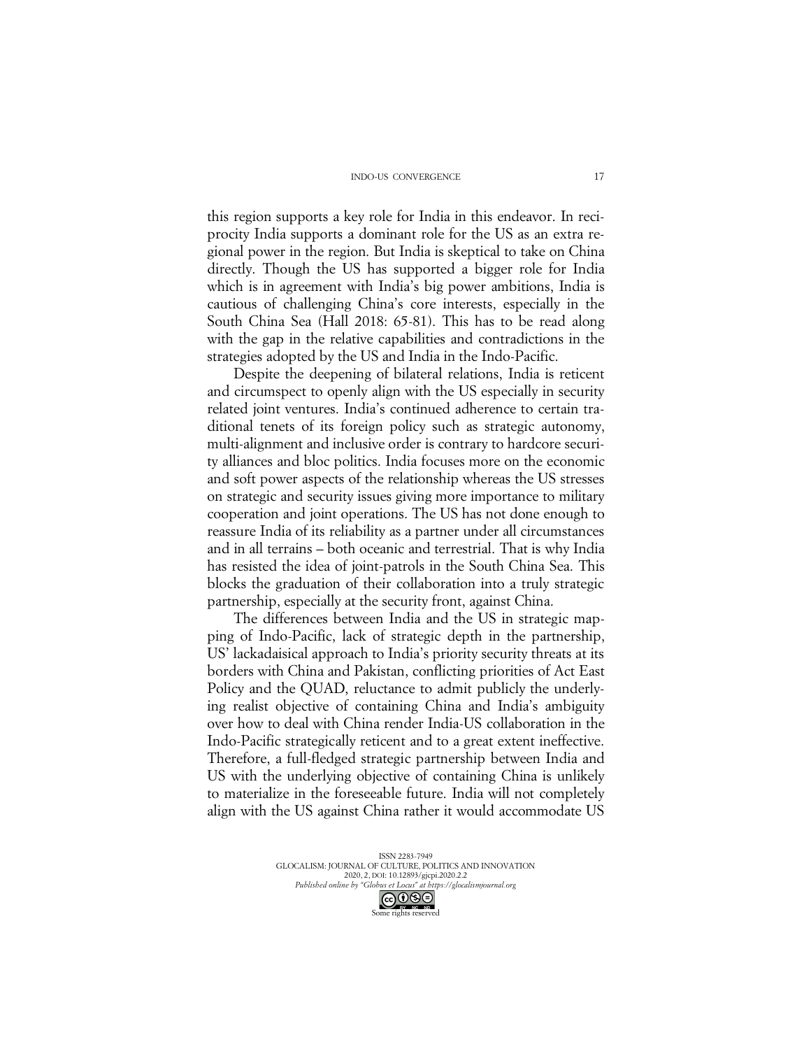this region supports a key role for India in this endeavor. In reciprocity India supports a dominant role for the US as an extra regional power in the region. But India is skeptical to take on China directly. Though the US has supported a bigger role for India which is in agreement with India's big power ambitions, India is cautious of challenging China's core interests, especially in the South China Sea (Hall 2018: 65-81). This has to be read along with the gap in the relative capabilities and contradictions in the strategies adopted by the US and India in the Indo-Pacific.

Despite the deepening of bilateral relations, India is reticent and circumspect to openly align with the US especially in security related joint ventures. India's continued adherence to certain traditional tenets of its foreign policy such as strategic autonomy, multi-alignment and inclusive order is contrary to hardcore security alliances and bloc politics. India focuses more on the economic and soft power aspects of the relationship whereas the US stresses on strategic and security issues giving more importance to military cooperation and joint operations. The US has not done enough to reassure India of its reliability as a partner under all circumstances and in all terrains – both oceanic and terrestrial. That is why India has resisted the idea of joint-patrols in the South China Sea. This blocks the graduation of their collaboration into a truly strategic partnership, especially at the security front, against China.

The differences between India and the US in strategic mapping of Indo-Pacific, lack of strategic depth in the partnership, US' lackadaisical approach to India's priority security threats at its borders with China and Pakistan, conflicting priorities of Act East Policy and the QUAD, reluctance to admit publicly the underlying realist objective of containing China and India's ambiguity over how to deal with China render India-US collaboration in the Indo-Pacific strategically reticent and to a great extent ineffective. Therefore, a full-fledged strategic partnership between India and US with the underlying objective of containing China is unlikely to materialize in the foreseeable future. India will not completely align with the US against China rather it would accommodate US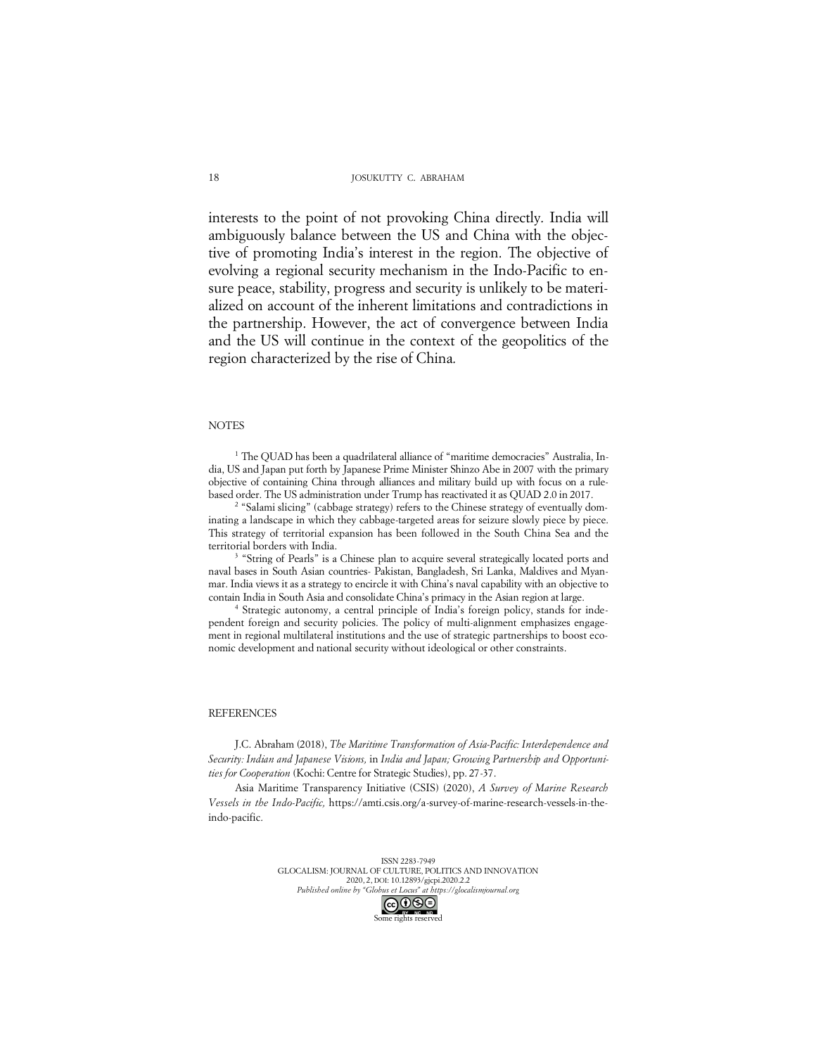interests to the point of not provoking China directly. India will ambiguously balance between the US and China with the objective of promoting India's interest in the region. The objective of evolving a regional security mechanism in the Indo-Pacific to ensure peace, stability, progress and security is unlikely to be materialized on account of the inherent limitations and contradictions in the partnership. However, the act of convergence between India and the US will continue in the context of the geopolitics of the region characterized by the rise of China.

## NOTES

[1] The QUAD has been a quadrilateral alliance of "maritime democracies" Australia, India, US and Japan put forth by Japanese Prime Minister Shinzo Abe in 2007 with the primary objective of containing China through alliances and military build up with focus on a rule-based order. The US administration under Trump has reactivated it as QUAD 2.0 in 2017.

[2] "Salami slicing" (cabbage strategy) refers to the Chinese strategy of eventually dominating a landscape in which they cabbage-targeted areas for seizure slowly piece by piece. This strategy of territorial expansion has been followed in the South China Sea and the territorial borders with India.

[3] "String of Pearls" is a Chinese plan to acquire several strategically located ports and naval bases in South Asian countries- Pakistan, Bangladesh, Sri Lanka, Maldives and Myanmar. India views it as a strategy to encircle it with China's naval capability with an objective to contain India in South Asia and consolidate China's primacy in the Asian region at large.

[4] Strategic autonomy, a central principle of India's foreign policy, stands for independent foreign and security policies. The policy of multi-alignment emphasizes engagement in regional multilateral institutions and the use of strategic partnerships to boost economic development and national security without ideological or other constraints.

## REFERENCES

J.C. Abraham (2018), *The Maritime Transformation of Asia-Pacific: Interdependence and Security: Indian and Japanese Visions,* in *India and Japan; Growing Partnership and Opportunities for Cooperation* (Kochi: Centre for Strategic Studies), pp. 27-37.

Asia Maritime Transparency Initiative (CSIS) (2020), *A Survey of Marine Research Vessels in the Indo-Pacific,* https://amti.csis.org/a-survey-of-marine-research-vessels-in-the-indo-pacific.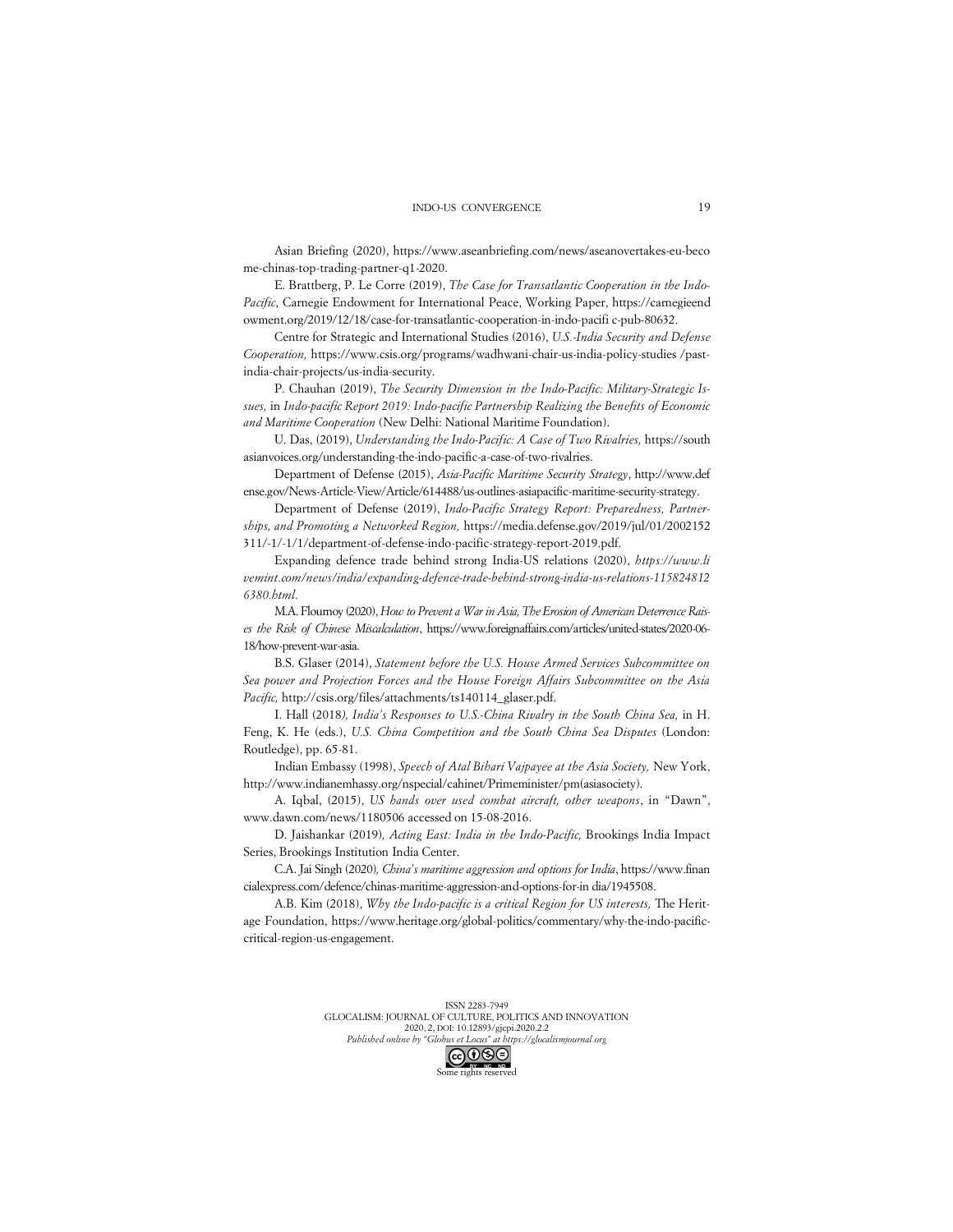Asian Briefing (2020), https://www.aseanbriefing.com/news/aseanovertakes-eu-become-chinas-top-trading-partner-q1-2020.

E. Brattberg, P. Le Corre (2019), *The Case for Transatlantic Cooperation in the Indo-Pacific*, Carnegie Endowment for International Peace, Working Paper, https://carnegieendowment.org/2019/12/18/case-for-transatlantic-cooperation-in-indo-pacifi c-pub-80632.

Centre for Strategic and International Studies (2016), *U.S.-India Security and Defense Cooperation,* https://www.csis.org/programs/wadhwani-chair-us-india-policy-studies /past-india-chair-projects/us-india-security.

P. Chauhan (2019), *The Security Dimension in the Indo-Pacific: Military-Strategic Issues,* in *Indo-pacific Report 2019: Indo-pacific Partnership Realizing the Benefits of Economic and Maritime Cooperation* (New Delhi: National Maritime Foundation).

U. Das, (2019), *Understanding the Indo-Pacific: A Case of Two Rivalries,* https://southasianvoices.org/understanding-the-indo-pacific-a-case-of-two-rivalries.

Department of Defense (2015), *Asia-Pacific Maritime Security Strategy*, http://www.defense.gov/News-Article-View/Article/614488/us-outlines-asiapacific-maritime-security-strategy.

Department of Defense (2019), *Indo-Pacific Strategy Report: Preparedness, Partnerships, and Promoting a Networked Region,* https://media.defense.gov/2019/jul/01/2002152311/-1/-1/1/department-of-defense-indo-pacific-strategy-report-2019.pdf.

Expanding defence trade behind strong India-US relations (2020), *https://www.livemint.com/news/india/expanding-defence-trade-behind-strong-india-us-relations-1158248126380.html*.

M.A. Flournoy (2020), *How to Prevent a War in Asia, The Erosion of American Deterrence Raises the Risk of Chinese Miscalculation*, https://www.foreignaffairs.com/articles/united-states/2020-06-18/how-prevent-war-asia.

B.S. Glaser (2014), *Statement before the U.S. House Armed Services Subcommittee on Sea power and Projection Forces and the House Foreign Affairs Subcommittee on the Asia Pacific,* http://csis.org/files/attachments/ts140114_glaser.pdf.

I. Hall (2018*), India's Responses to U.S.-China Rivalry in the South China Sea,* in H. Feng, K. He (eds.), *U.S. China Competition and the South China Sea Disputes* (London: Routledge), pp. 65-81.

Indian Embassy (1998), *Speech of Atal Bihari Vajpayee at the Asia Society,* New York, http://www.indianembassy.org/nspecial/cahinet/Primeminister/pm(asiasociety).

A. Iqbal, (2015), *US hands over used combat aircraft, other weapons*, in "Dawn", www.dawn.com/news/1180506 accessed on 15-08-2016.

D. Jaishankar (2019)*, Acting East: India in the Indo-Pacific,* Brookings India Impact Series, Brookings Institution India Center.

C.A. Jai Singh (2020)*, China's maritime aggression and options for India*, https://www.financialexpress.com/defence/chinas-maritime-aggression-and-options-for-in dia/1945508.

A.B. Kim (2018), *Why the Indo-pacific is a critical Region for US interests,* The Heritage Foundation, https://www.heritage.org/global-politics/commentary/why-the-indo-pacific-critical-region-us-engagement.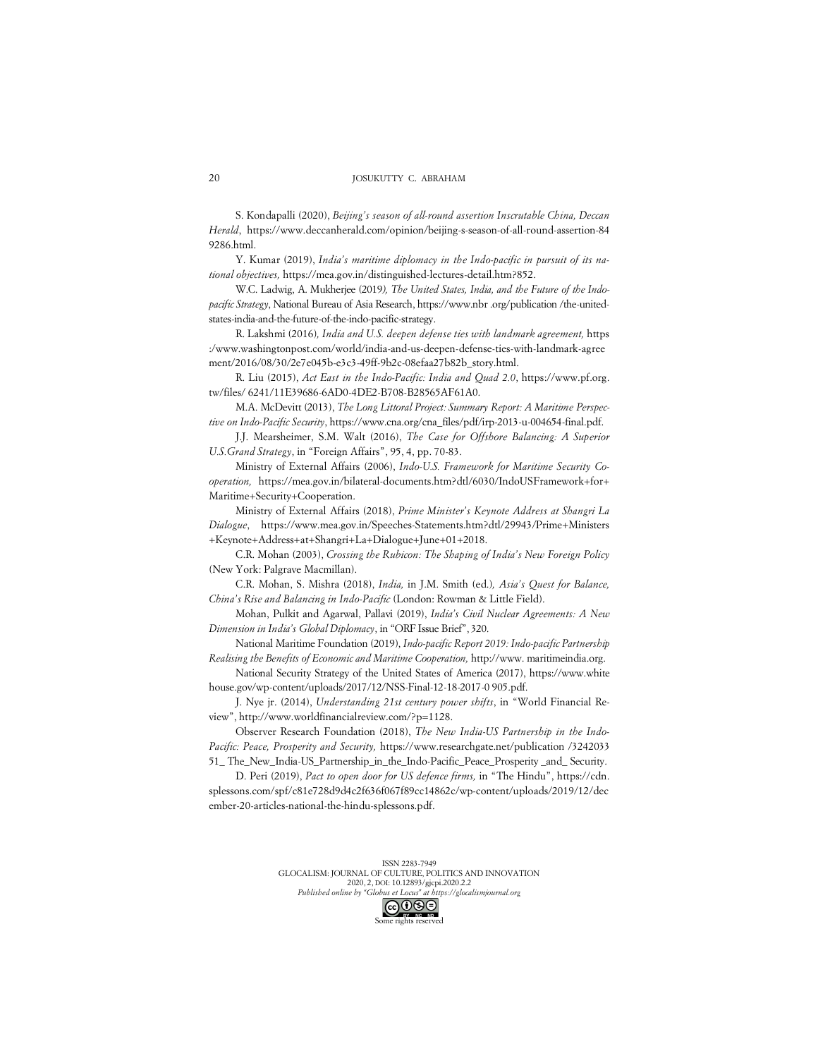S. Kondapalli (2020), *Beijing's season of all-round assertion Inscrutable China, Deccan Herald*, https://www.deccanherald.com/opinion/beijing-s-season-of-all-round-assertion-849286.html.

Y. Kumar (2019), *India's maritime diplomacy in the Indo-pacific in pursuit of its national objectives,* https://mea.gov.in/distinguished-lectures-detail.htm?852.

W.C. Ladwig, A. Mukherjee (2019*), The United States, India, and the Future of the Indo-pacific Strategy*, National Bureau of Asia Research, https://www.nbr .org/publication /the-united-states-india-and-the-future-of-the-indo-pacific-strategy.

R. Lakshmi (2016*), India and U.S. deepen defense ties with landmark agreement,* https :/www.washingtonpost.com/world/india-and-us-deepen-defense-ties-with-landmark-agreement/2016/08/30/2e7e045b-e3c3-49ff-9b2c-08efaa27b82b_story.html.

R. Liu (2015), *Act East in the Indo-Pacific: India and Quad 2.0*, https://www.pf.org.tw/files/ 6241/11E39686-6AD0-4DE2-B708-B28565AF61A0.

M.A. McDevitt (2013), *The Long Littoral Project: Summary Report: A Maritime Perspective on Indo-Pacific Security*, https://www.cna.org/cna_files/pdf/irp-2013-u-004654-final.pdf.

J.J. Mearsheimer, S.M. Walt (2016), *The Case for Offshore Balancing: A Superior U.S.Grand Strategy*, in "Foreign Affairs", 95, 4, pp. 70-83.

Ministry of External Affairs (2006), *Indo-U.S. Framework for Maritime Security Cooperation,* https://mea.gov.in/bilateral-documents.htm?dtl/6030/IndoUSFramework+for+Maritime+Security+Cooperation.

Ministry of External Affairs (2018), *Prime Minister's Keynote Address at Shangri La Dialogue*, https://www.mea.gov.in/Speeches-Statements.htm?dtl/29943/Prime+Ministers+Keynote+Address+at+Shangri+La+Dialogue+June+01+2018.

C.R. Mohan (2003), *Crossing the Rubicon: The Shaping of India's New Foreign Policy* (New York: Palgrave Macmillan).

C.R. Mohan, S. Mishra (2018), *India,* in J.M. Smith (ed.)*, Asia's Quest for Balance, China's Rise and Balancing in Indo-Pacific* (London: Rowman & Little Field).

Mohan, Pulkit and Agarwal, Pallavi (2019), *India's Civil Nuclear Agreements: A New Dimension in India's Global Diplomacy*, in "ORF Issue Brief", 320.

National Maritime Foundation (2019), *Indo-pacific Report 2019: Indo-pacific Partnership Realising the Benefits of Economic and Maritime Cooperation,* http://www. maritimeindia.org.

National Security Strategy of the United States of America (2017), https://www.whitehouse.gov/wp-content/uploads/2017/12/NSS-Final-12-18-2017-0 905.pdf.

J. Nye jr. (2014), *Understanding 21st century power shifts*, in "World Financial Review", http://www.worldfinancialreview.com/?p=1128.

Observer Research Foundation (2018), *The New India-US Partnership in the Indo-Pacific: Peace, Prosperity and Security,* https://www.researchgate.net/publication /324203351_ The_New_India-US_Partnership_in_the_Indo-Pacific_Peace_Prosperity _and_ Security.

D. Peri (2019), *Pact to open door for US defence firms,* in "The Hindu", https://cdn.splessons.com/spf/c81e728d9d4c2f636f067f89cc14862c/wp-content/uploads/2019/12/december-20-articles-national-the-hindu-splessons.pdf.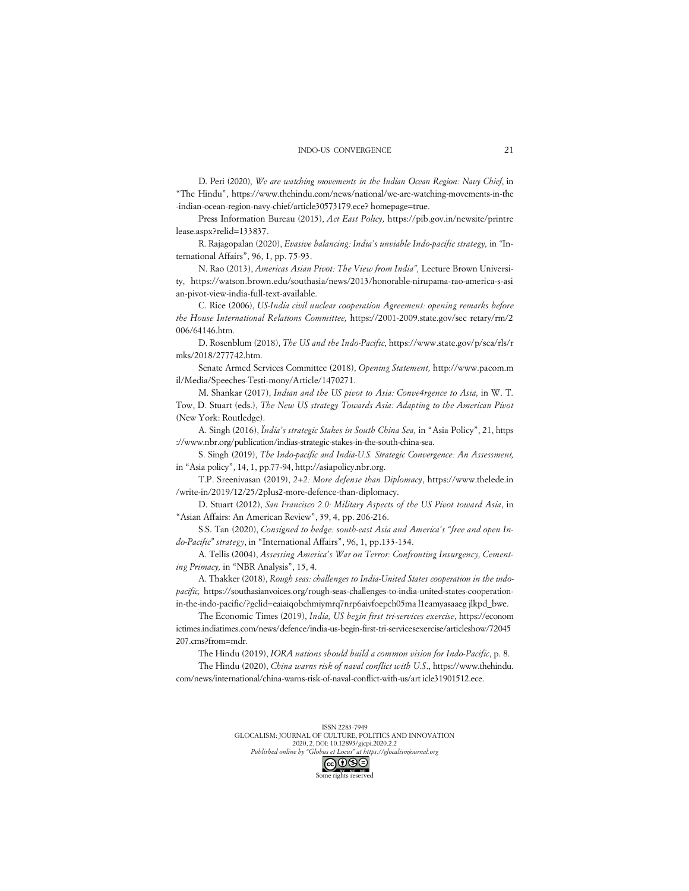D. Peri (2020), *We are watching movements in the Indian Ocean Region: Navy Chief*, in "The Hindu", https://www.thehindu.com/news/national/we-are-watching-movements-in-the-indian-ocean-region-navy-chief/article30573179.ece? homepage=true.

Press Information Bureau (2015), *Act East Policy,* https://pib.gov.in/newsite/printrelease.aspx?relid=133837.

R. Rajagopalan (2020), *Evasive balancing: India's unviable Indo-pacific strategy,* in "International Affairs", 96, 1, pp. 75-93.

N. Rao (2013), *Americas Asian Pivot: The View from India",* Lecture Brown University, https://watson.brown.edu/southasia/news/2013/honorable-nirupama-rao-america-s-asian-pivot-view-india-full-text-available.

C. Rice (2006), *US-India civil nuclear cooperation Agreement: opening remarks before the House International Relations Committee,* https://2001-2009.state.gov/sec retary/rm/2006/64146.htm.

D. Rosenblum (2018), *The US and the Indo-Pacific*, https://www.state.gov/p/sca/rls/rmks/2018/277742.htm.

Senate Armed Services Committee (2018), *Opening Statement,* http://www.pacom.mil/Media/Speeches-Testi-mony/Article/1470271.

M. Shankar (2017), *Indian and the US pivot to Asia: Conve4rgence to Asia,* in W. T. Tow, D. Stuart (eds.), *The New US strategy Towards Asia: Adapting to the American Pivot* (New York: Routledge).

A. Singh (2016), *Ïndia's strategic Stakes in South China Sea,* in "Asia Policy", 21, https://www.nbr.org/publication/indias-strategic-stakes-in-the-south-china-sea.

S. Singh (2019), *The Indo-pacific and India-U.S. Strategic Convergence: An Assessment,* in "Asia policy", 14, 1, pp.77-94, http://asiapolicy.nbr.org.

T.P. Sreenivasan (2019), *2+2: More defense than Diplomacy*, https://www.thelede.in/write-in/2019/12/25/2plus2-more-defence-than-diplomacy.

D. Stuart (2012), *San Francisco 2.0: Military Aspects of the US Pivot toward Asia*, in "Asian Affairs: An American Review", 39, 4, pp. 206-216.

S.S. Tan (2020), *Consigned to hedge: south-east Asia and America's "free and open Indo-Pacific" strategy*, in "International Affairs", 96, 1, pp.133-134.

A. Tellis (2004), *Assessing America's War on Terror: Confronting Insurgency, Cementing Primacy,* in "NBR Analysis", 15, 4.

A. Thakker (2018), *Rough seas: challenges to India-United States cooperation in the indo-pacific,* https://southasianvoices.org/rough-seas-challenges-to-india-united-states-cooperation-in-the-indo-pacific/?gclid=eaiaiqobchmiymrq7nrp6aivfoepch05ma l1eamyasaaeg jlkpd_bwe.

The Economic Times (2019), *India, US begin first tri-services exercise*, https://economictimes.indiatimes.com/news/defence/india-us-begin-first-tri-servicesexercise/articleshow/72045207.cms?from=mdr.

The Hindu (2019), *IORA nations should build a common vision for Indo-Pacific*, p. 8.

The Hindu (2020), *China warns risk of naval conflict with U.S.*, https://www.thehindu.com/news/international/china-warns-risk-of-naval-conflict-with-us/art icle31901512.ece.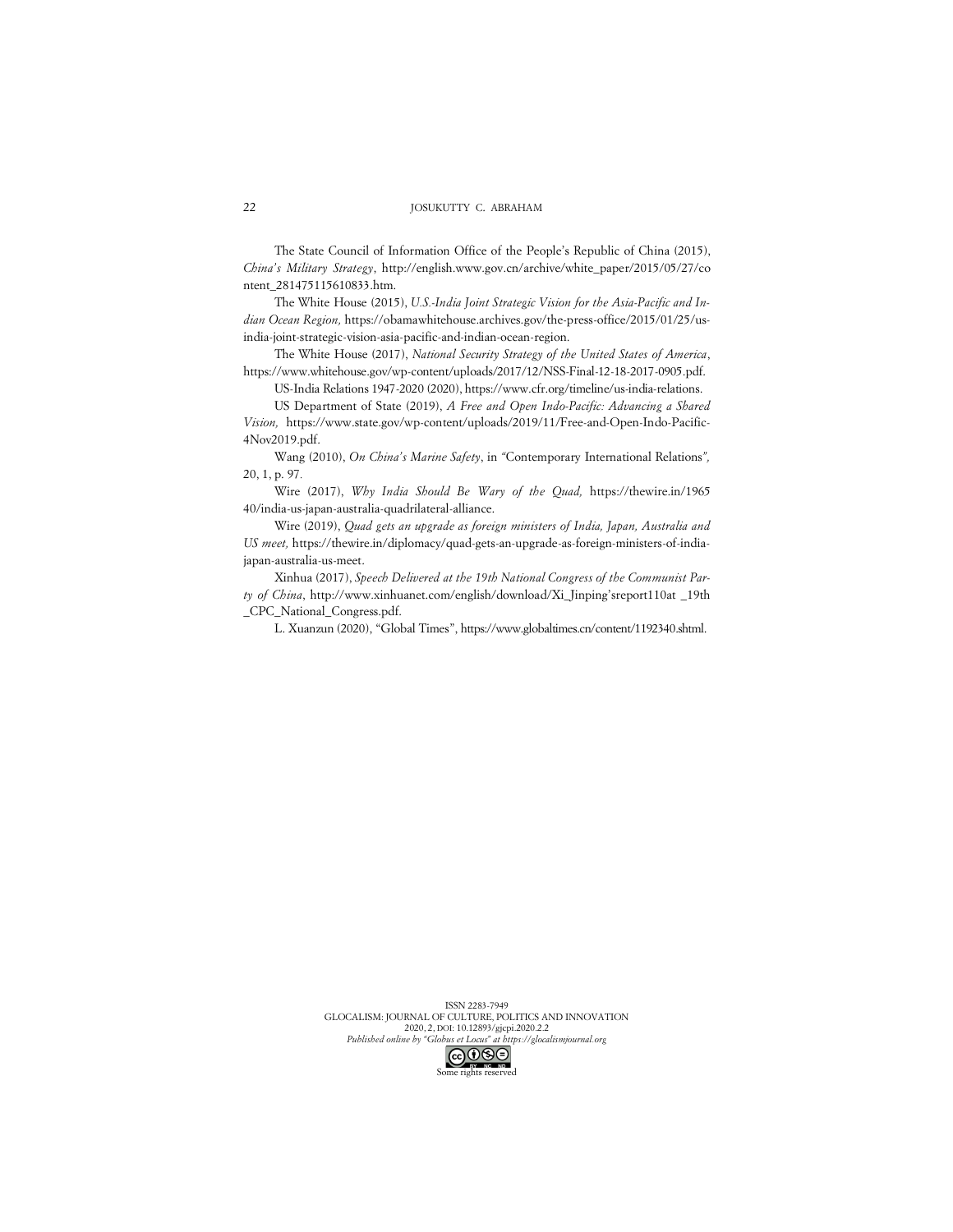The State Council of Information Office of the People's Republic of China (2015), *China's Military Strategy*, http://english.www.gov.cn/archive/white_paper/2015/05/27/content_281475115610833.htm.

The White House (2015), *U.S.-India Joint Strategic Vision for the Asia-Pacific and Indian Ocean Region,* https://obamawhitehouse.archives.gov/the-press-office/2015/01/25/us-india-joint-strategic-vision-asia-pacific-and-indian-ocean-region.

The White House (2017), *National Security Strategy of the United States of America*, https://www.whitehouse.gov/wp-content/uploads/2017/12/NSS-Final-12-18-2017-0905.pdf.

US-India Relations 1947-2020 (2020), https://www.cfr.org/timeline/us-india-relations.

US Department of State (2019), *A Free and Open Indo-Pacific: Advancing a Shared Vision,* https://www.state.gov/wp-content/uploads/2019/11/Free-and-Open-Indo-Pacific-4Nov2019.pdf.

Wang (2010), *On China's Marine Safety*, in "Contemporary International Relations", 20, 1, p. 97.

Wire (2017), *Why India Should Be Wary of the Quad,* https://thewire.in/196540/india-us-japan-australia-quadrilateral-alliance.

Wire (2019), *Quad gets an upgrade as foreign ministers of India, Japan, Australia and US meet,* https://thewire.in/diplomacy/quad-gets-an-upgrade-as-foreign-ministers-of-india-japan-australia-us-meet.

Xinhua (2017), *Speech Delivered at the 19th National Congress of the Communist Party of China*, http://www.xinhuanet.com/english/download/Xi_Jinping'sreport110at _19th _CPC_National_Congress.pdf.

L. Xuanzun (2020), "Global Times", https://www.globaltimes.cn/content/1192340.shtml.